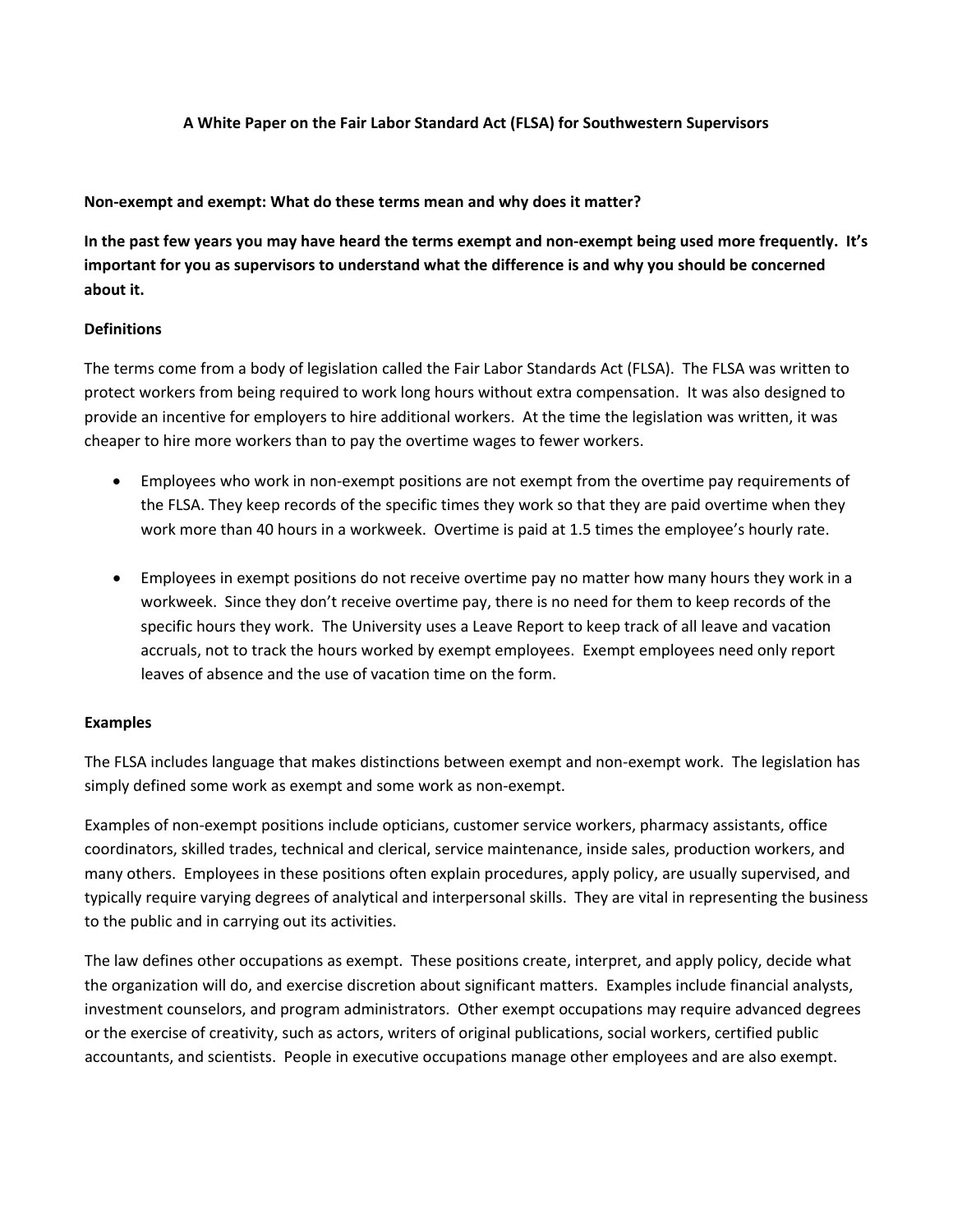# A White Paper on the Fair Labor Standard Act (FLSA) for Southwestern Supervisors

## Non-exempt and exempt: What do these terms mean and why does it matter?

**In the past few years you may have heard the terms exempt and non-exempt being used more frequently. It's important for you as supervisors to understand what the difference is and why you should be concerned about it.**

### Definitions

The terms come from a body of legislation called the Fair Labor Standards Act (FLSA). The FLSA was written to protect workers from being required to work long hours without extra compensation. It was also designed to provide an incentive for employers to hire additional workers. At the time the legislation was written, it was cheaper to hire more workers than to pay the overtime wages to fewer workers.

- Employees who work in non-exempt positions are not exempt from the overtime pay requirements of the FLSA. They keep records of the specific times they work so that they are paid overtime when they work more than 40 hours in a workweek. Overtime is paid at 1.5 times the employee's hourly rate.

- Employees in exempt positions do not receive overtime pay no matter how many hours they work in a workweek. Since they don't receive overtime pay, there is no need for them to keep records of the specific hours they work. The University uses a Leave Report to keep track of all leave and vacation accruals, not to track the hours worked by exempt employees. Exempt employees need only report leaves of absence and the use of vacation time on the form.

### Examples

The FLSA includes language that makes distinctions between exempt and non-exempt work. The legislation has simply defined some work as exempt and some work as non-exempt.

Examples of non-exempt positions include opticians, customer service workers, pharmacy assistants, office coordinators, skilled trades, technical and clerical, service maintenance, inside sales, production workers, and many others. Employees in these positions often explain procedures, apply policy, are usually supervised, and typically require varying degrees of analytical and interpersonal skills. They are vital in representing the business to the public and in carrying out its activities.

The law defines other occupations as exempt. These positions create, interpret, and apply policy, decide what the organization will do, and exercise discretion about significant matters. Examples include financial analysts, investment counselors, and program administrators. Other exempt occupations may require advanced degrees or the exercise of creativity, such as actors, writers of original publications, social workers, certified public accountants, and scientists. People in executive occupations manage other employees and are also exempt.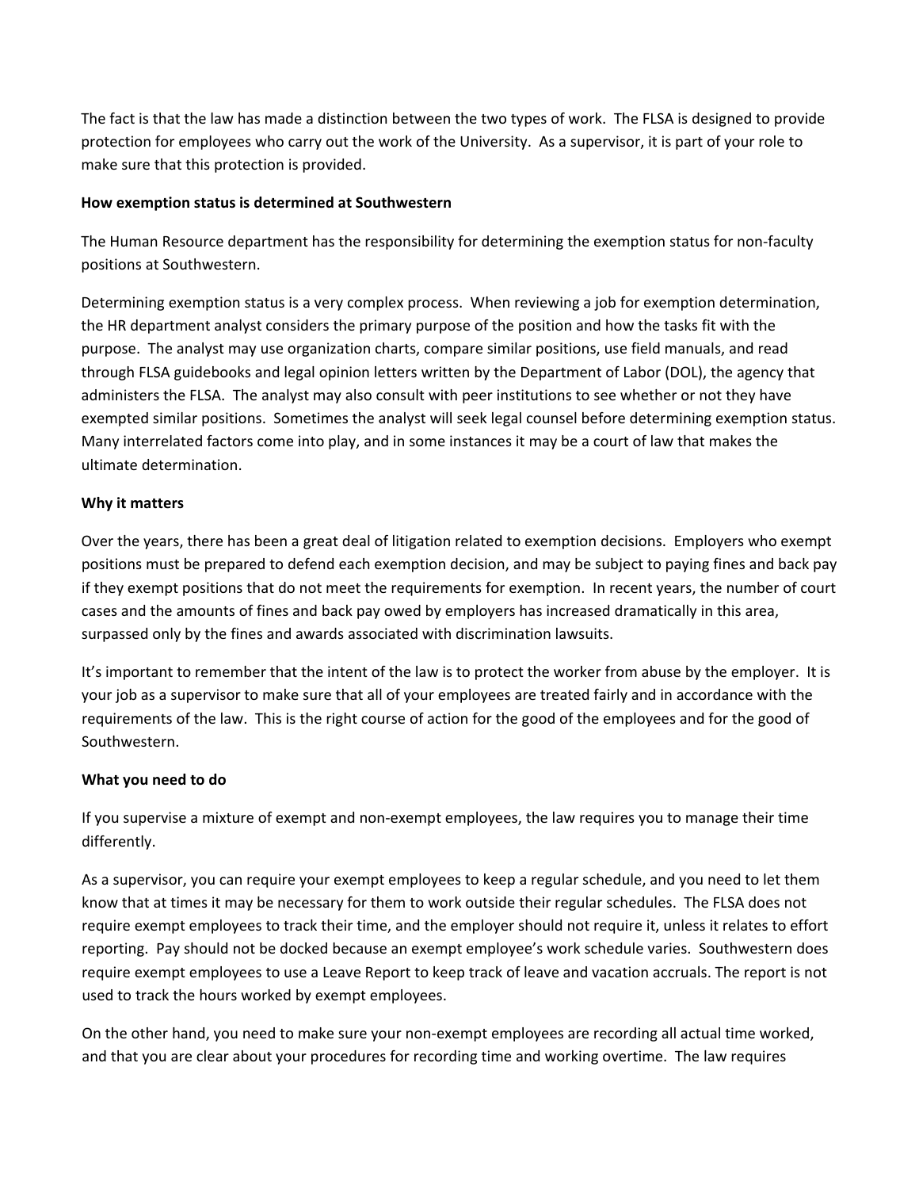The fact is that the law has made a distinction between the two types of work. The FLSA is designed to provide protection for employees who carry out the work of the University. As a supervisor, it is part of your role to make sure that this protection is provided.

**How exemption status is determined at Southwestern**

The Human Resource department has the responsibility for determining the exemption status for non-faculty positions at Southwestern.

Determining exemption status is a very complex process. When reviewing a job for exemption determination, the HR department analyst considers the primary purpose of the position and how the tasks fit with the purpose. The analyst may use organization charts, compare similar positions, use field manuals, and read through FLSA guidebooks and legal opinion letters written by the Department of Labor (DOL), the agency that administers the FLSA. The analyst may also consult with peer institutions to see whether or not they have exempted similar positions. Sometimes the analyst will seek legal counsel before determining exemption status. Many interrelated factors come into play, and in some instances it may be a court of law that makes the ultimate determination.

**Why it matters**

Over the years, there has been a great deal of litigation related to exemption decisions. Employers who exempt positions must be prepared to defend each exemption decision, and may be subject to paying fines and back pay if they exempt positions that do not meet the requirements for exemption. In recent years, the number of court cases and the amounts of fines and back pay owed by employers has increased dramatically in this area, surpassed only by the fines and awards associated with discrimination lawsuits.

It's important to remember that the intent of the law is to protect the worker from abuse by the employer. It is your job as a supervisor to make sure that all of your employees are treated fairly and in accordance with the requirements of the law. This is the right course of action for the good of the employees and for the good of Southwestern.

**What you need to do**

If you supervise a mixture of exempt and non-exempt employees, the law requires you to manage their time differently.

As a supervisor, you can require your exempt employees to keep a regular schedule, and you need to let them know that at times it may be necessary for them to work outside their regular schedules. The FLSA does not require exempt employees to track their time, and the employer should not require it, unless it relates to effort reporting. Pay should not be docked because an exempt employee's work schedule varies. Southwestern does require exempt employees to use a Leave Report to keep track of leave and vacation accruals. The report is not used to track the hours worked by exempt employees.

On the other hand, you need to make sure your non-exempt employees are recording all actual time worked, and that you are clear about your procedures for recording time and working overtime. The law requires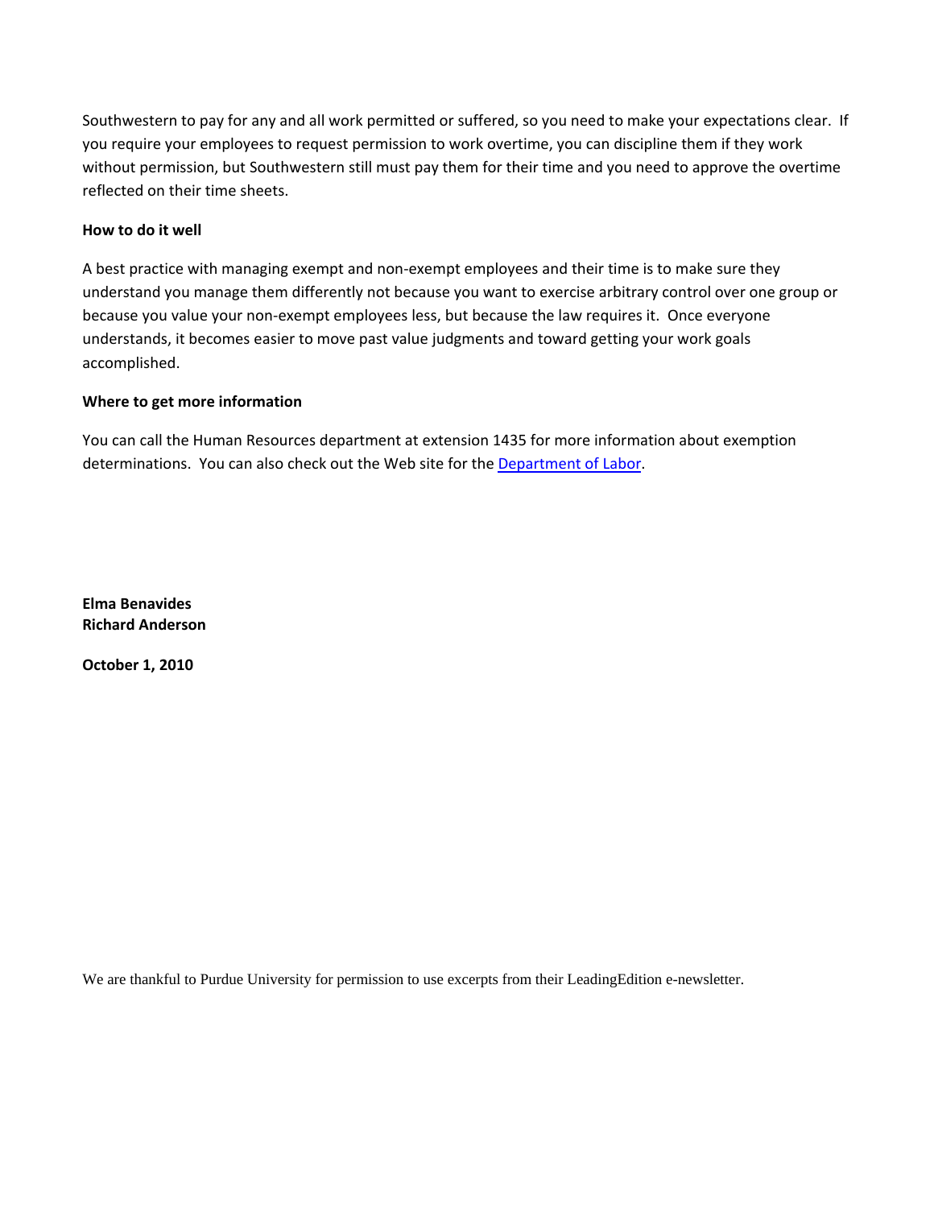Southwestern to pay for any and all work permitted or suffered, so you need to make your expectations clear. If you require your employees to request permission to work overtime, you can discipline them if they work without permission, but Southwestern still must pay them for their time and you need to approve the overtime reflected on their time sheets.

**How to do it well**

A best practice with managing exempt and non-exempt employees and their time is to make sure they understand you manage them differently not because you want to exercise arbitrary control over one group or because you value your non-exempt employees less, but because the law requires it. Once everyone understands, it becomes easier to move past value judgments and toward getting your work goals accomplished.

**Where to get more information**

You can call the Human Resources department at extension 1435 for more information about exemption determinations. You can also check out the Web site for the Department of Labor.

**Elma Benavides**
**Richard Anderson**

**October 1, 2010**

We are thankful to Purdue University for permission to use excerpts from their LeadingEdition e-newsletter.